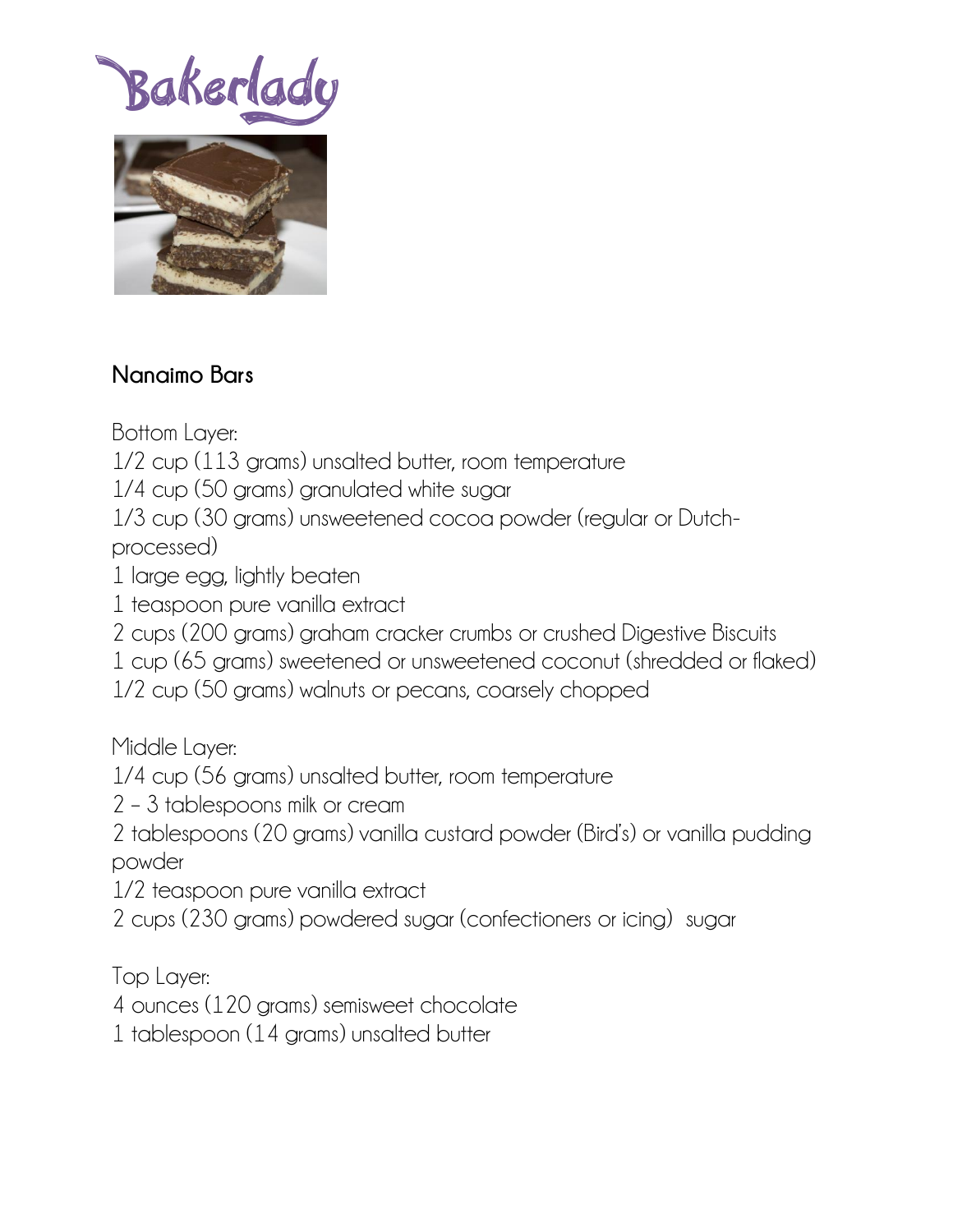Bakerlady

## Nanaimo Bars

Bottom Layer:

1/2 cup (113 grams) unsalted butter, room temperature
1/4 cup (50 grams) granulated white sugar
1/3 cup (30 grams) unsweetened cocoa powder (regular or Dutch-processed)
1 large egg, lightly beaten
1 teaspoon pure vanilla extract
2 cups (200 grams) graham cracker crumbs or crushed Digestive Biscuits
1 cup (65 grams) sweetened or unsweetened coconut (shredded or flaked)
1/2 cup (50 grams) walnuts or pecans, coarsely chopped

Middle Layer:

1/4 cup (56 grams) unsalted butter, room temperature
2 – 3 tablespoons milk or cream
2 tablespoons (20 grams) vanilla custard powder (Bird's) or vanilla pudding powder
1/2 teaspoon pure vanilla extract
2 cups (230 grams) powdered sugar (confectioners or icing) sugar

Top Layer:

4 ounces (120 grams) semisweet chocolate
1 tablespoon (14 grams) unsalted butter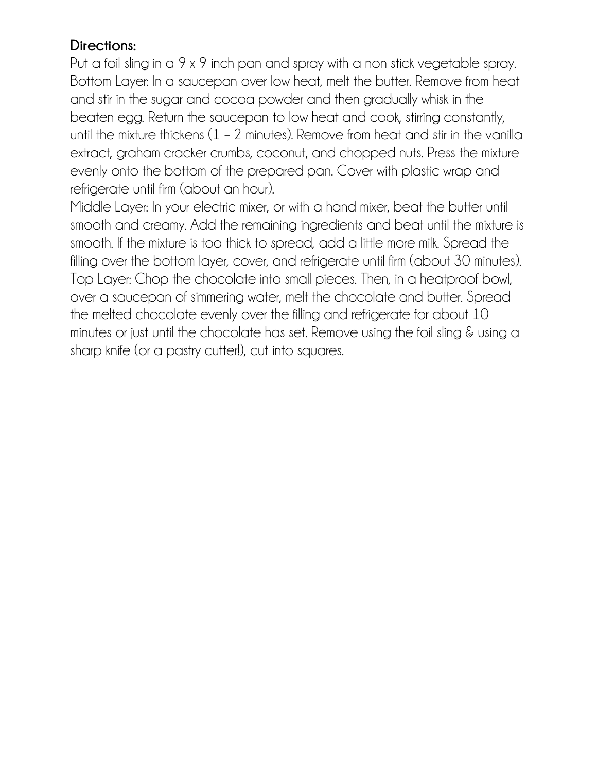**Directions:**

Put a foil sling in a 9 x 9 inch pan and spray with a non stick vegetable spray.

Bottom Layer: In a saucepan over low heat, melt the butter. Remove from heat and stir in the sugar and cocoa powder and then gradually whisk in the beaten egg. Return the saucepan to low heat and cook, stirring constantly, until the mixture thickens (1 – 2 minutes). Remove from heat and stir in the vanilla extract, graham cracker crumbs, coconut, and chopped nuts. Press the mixture evenly onto the bottom of the prepared pan. Cover with plastic wrap and refrigerate until firm (about an hour).

Middle Layer: In your electric mixer, or with a hand mixer, beat the butter until smooth and creamy. Add the remaining ingredients and beat until the mixture is smooth. If the mixture is too thick to spread, add a little more milk. Spread the filling over the bottom layer, cover, and refrigerate until firm (about 30 minutes).

Top Layer: Chop the chocolate into small pieces. Then, in a heatproof bowl, over a saucepan of simmering water, melt the chocolate and butter. Spread the melted chocolate evenly over the filling and refrigerate for about 10 minutes or just until the chocolate has set. Remove using the foil sling & using a sharp knife (or a pastry cutter!), cut into squares.